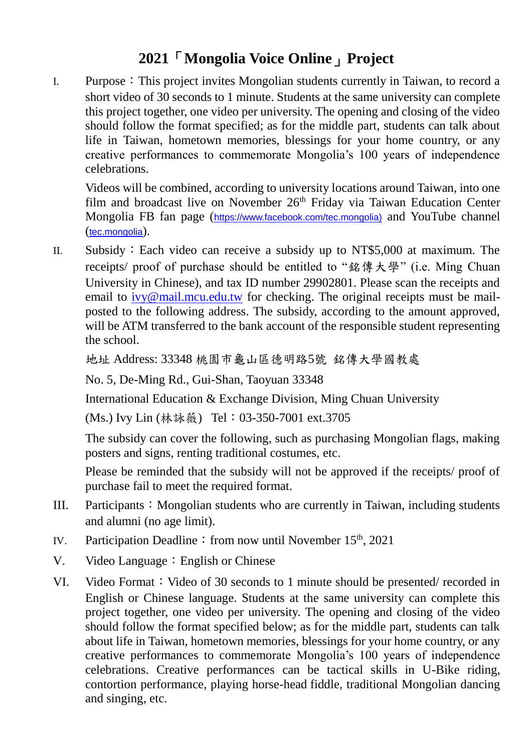# 2021「Mongolia Voice Online」Project

I. Purpose：This project invites Mongolian students currently in Taiwan, to record a short video of 30 seconds to 1 minute. Students at the same university can complete this project together, one video per university. The opening and closing of the video should follow the format specified; as for the middle part, students can talk about life in Taiwan, hometown memories, blessings for your home country, or any creative performances to commemorate Mongolia's 100 years of independence celebrations.

Videos will be combined, according to university locations around Taiwan, into one film and broadcast live on November 26th Friday via Taiwan Education Center Mongolia FB fan page (https://www.facebook.com/tec.mongolia) and YouTube channel (tec.mongolia).

II. Subsidy：Each video can receive a subsidy up to NT$5,000 at maximum. The receipts/ proof of purchase should be entitled to "銘傳大學" (i.e. Ming Chuan University in Chinese), and tax ID number 29902801. Please scan the receipts and email to ivy@mail.mcu.edu.tw for checking. The original receipts must be mail-posted to the following address. The subsidy, according to the amount approved, will be ATM transferred to the bank account of the responsible student representing the school.

地址 Address: 33348 桃園市龜山區德明路5號 銘傳大學國教處

No. 5, De-Ming Rd., Gui-Shan, Taoyuan 33348

International Education & Exchange Division, Ming Chuan University

(Ms.) Ivy Lin (林詠薇) Tel：03-350-7001 ext.3705

The subsidy can cover the following, such as purchasing Mongolian flags, making posters and signs, renting traditional costumes, etc.

Please be reminded that the subsidy will not be approved if the receipts/ proof of purchase fail to meet the required format.

III. Participants：Mongolian students who are currently in Taiwan, including students and alumni (no age limit).

IV. Participation Deadline：from now until November 15th, 2021

V. Video Language：English or Chinese

VI. Video Format：Video of 30 seconds to 1 minute should be presented/ recorded in English or Chinese language. Students at the same university can complete this project together, one video per university. The opening and closing of the video should follow the format specified below; as for the middle part, students can talk about life in Taiwan, hometown memories, blessings for your home country, or any creative performances to commemorate Mongolia's 100 years of independence celebrations. Creative performances can be tactical skills in U-Bike riding, contortion performance, playing horse-head fiddle, traditional Mongolian dancing and singing, etc.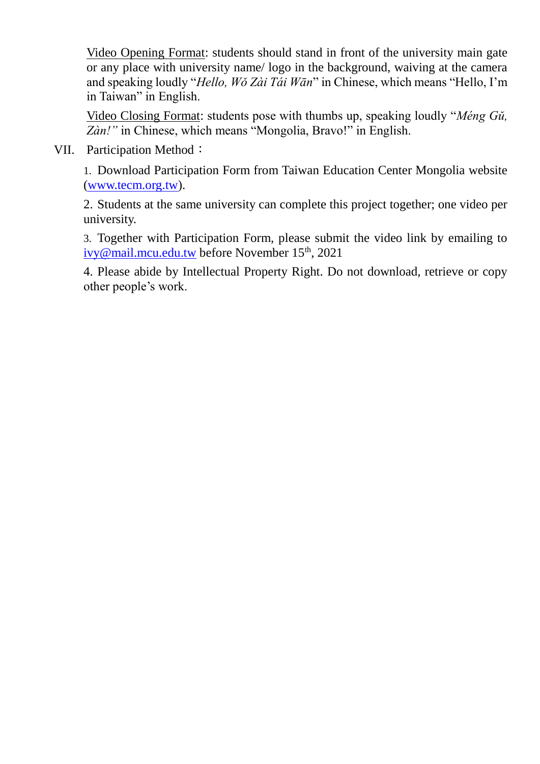Video Opening Format: students should stand in front of the university main gate or any place with university name/ logo in the background, waiving at the camera and speaking loudly "*Hello, Wǒ Zài Tái Wān*" in Chinese, which means "Hello, I'm in Taiwan" in English.

Video Closing Format: students pose with thumbs up, speaking loudly "*Méng Gǔ, Zàn!"* in Chinese, which means "Mongolia, Bravo!" in English.

VII. Participation Method：

1. Download Participation Form from Taiwan Education Center Mongolia website (www.tecm.org.tw).

2. Students at the same university can complete this project together; one video per university.

3. Together with Participation Form, please submit the video link by emailing to ivy@mail.mcu.edu.tw before November 15th, 2021

4. Please abide by Intellectual Property Right. Do not download, retrieve or copy other people's work.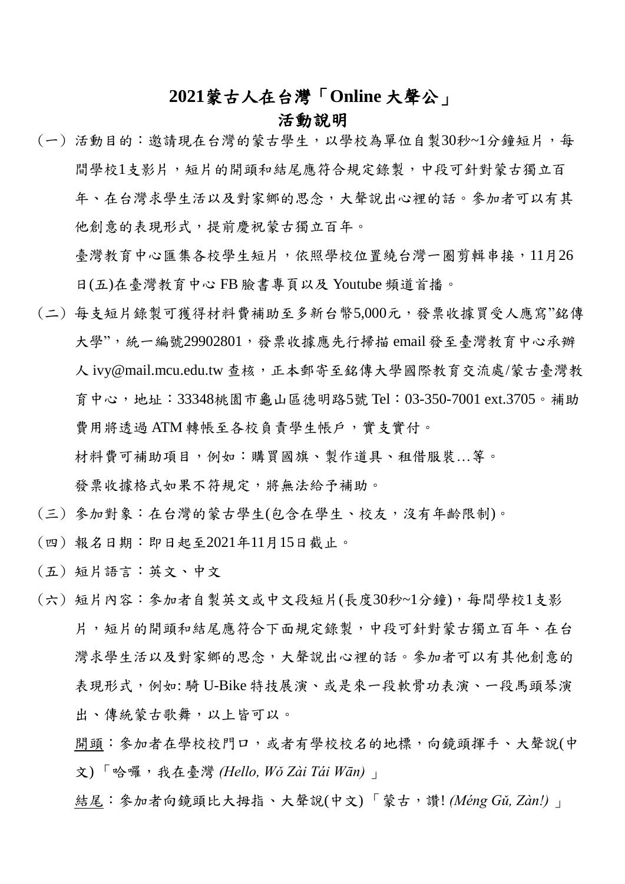# 2021蒙古人在台灣「Online 大聲公」
## 活動說明

（一）活動目的：邀請現在台灣的蒙古學生，以學校為單位自製30秒~1分鐘短片，每間學校1支影片，短片的開頭和結尾應符合規定錄製，中段可針對蒙古獨立百年、在台灣求學生活以及對家鄉的思念，大聲說出心裡的話。參加者可以有其他創意的表現形式，提前慶祝蒙古獨立百年。

臺灣教育中心匯集各校學生短片，依照學校位置繞台灣一圈剪輯串接，11月26日(五)在臺灣教育中心 FB 臉書專頁以及 Youtube 頻道首播。

（二）每支短片錄製可獲得材料費補助至多新台幣5,000元，發票收據買受人應寫"銘傳大學"，統一編號29902801，發票收據應先行掃描 email 發至臺灣教育中心承辦人 ivy@mail.mcu.edu.tw 查核，正本郵寄至銘傳大學國際教育交流處/蒙古臺灣教育中心，地址：33348桃園市龜山區德明路5號 Tel：03-350-7001 ext.3705。補助費用將透過 ATM 轉帳至各校負責學生帳戶，實支實付。

材料費可補助項目，例如：購買國旗、製作道具、租借服裝…等。

發票收據格式如果不符規定，將無法給予補助。

（三）參加對象：在台灣的蒙古學生(包含在學生、校友，沒有年齡限制)。

（四）報名日期：即日起至2021年11月15日截止。

（五）短片語言：英文、中文

（六）短片內容：參加者自製英文或中文段短片(長度30秒~1分鐘)，每間學校1支影片，短片的開頭和結尾應符合下面規定錄製，中段可針對蒙古獨立百年、在台灣求學生活以及對家鄉的思念，大聲說出心裡的話。參加者可以有其他創意的表現形式，例如: 騎 U-Bike 特技展演、或是來一段軟骨功表演、一段馬頭琴演出、傳統蒙古歌舞，以上皆可以。

<u>開頭</u>：參加者在學校校門口，或者有學校校名的地標，向鏡頭揮手、大聲說(中文)「哈囉，我在臺灣 *(Hello, Wǒ Zài Tái Wān)* 」

<u>結尾</u>：參加者向鏡頭比大拇指、大聲說(中文)「蒙古，讚! *(Méng Gǔ, Zàn!)* 」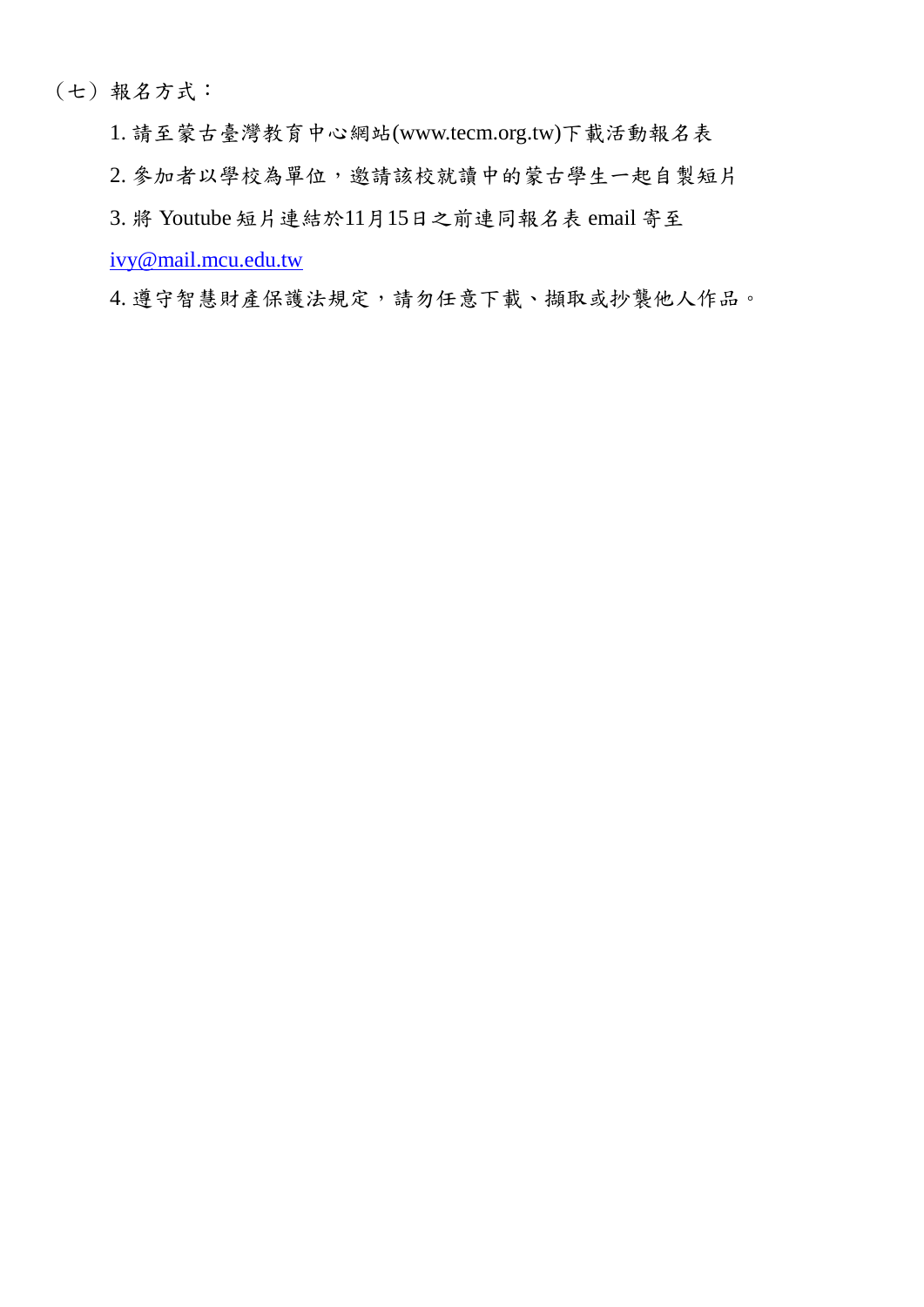（七）報名方式：

1. 請至蒙古臺灣教育中心網站(www.tecm.org.tw)下載活動報名表

2. 參加者以學校為單位，邀請該校就讀中的蒙古學生一起自製短片

3. 將 Youtube 短片連結於11月15日之前連同報名表 email 寄至 ivy@mail.mcu.edu.tw

4. 遵守智慧財產保護法規定，請勿任意下載、擷取或抄襲他人作品。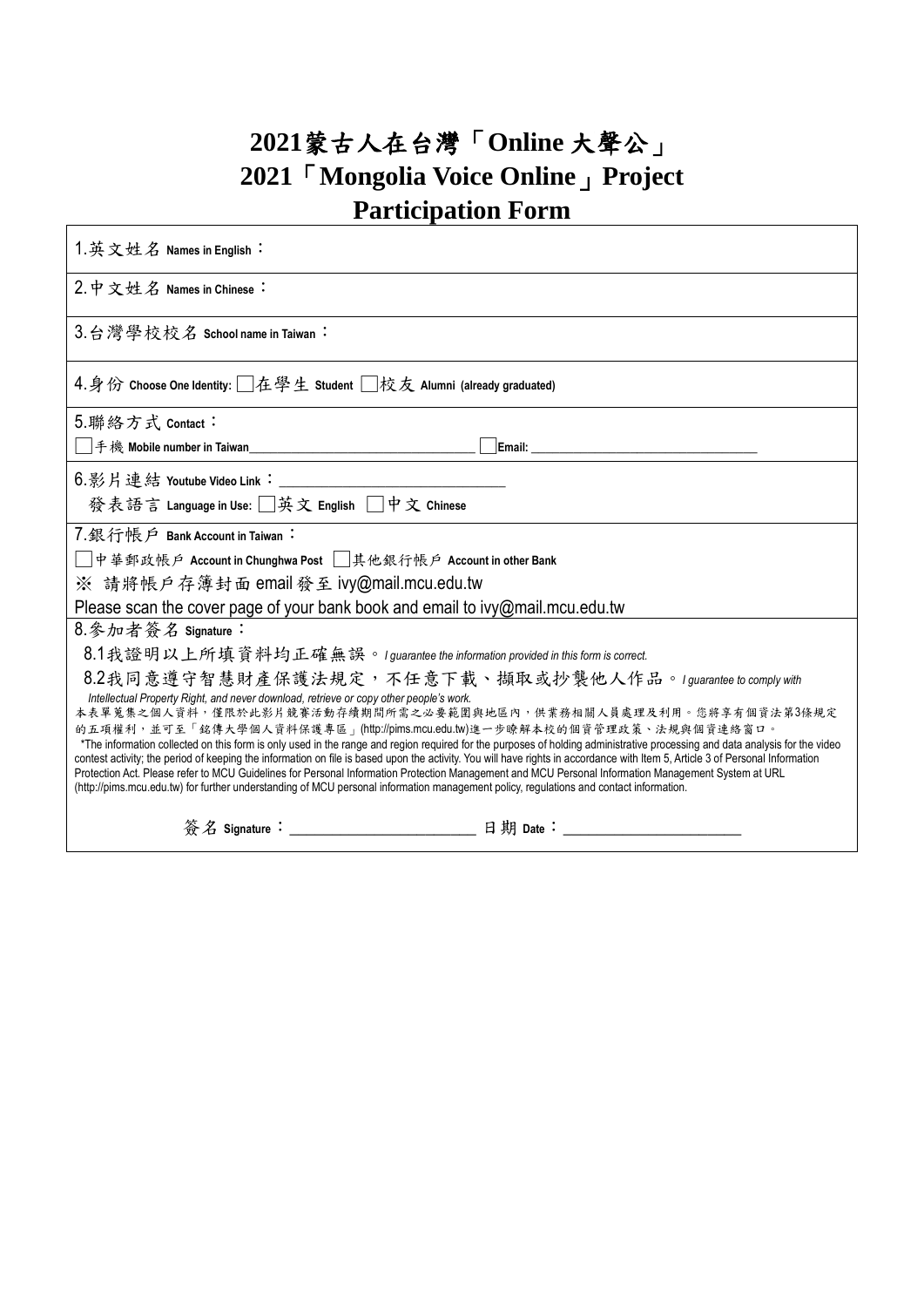# 2021蒙古人在台灣「Online 大聲公」
# 2021「Mongolia Voice Online」Project
# Participation Form

1.英文姓名 **Names in English**：

2.中文姓名 **Names in Chinese**：

3.台灣學校校名 **School name in Taiwan**：

4.身份 **Choose One Identity:** ☐在學生 **Student** ☐校友 **Alumni (already graduated)**

5.聯絡方式 **Contact**：
☐手機 **Mobile number in Taiwan**\_\_\_\_\_\_\_\_\_\_\_\_\_\_\_\_\_\_\_\_\_\_\_\_\_\_\_\_ ☐**Email:** \_\_\_\_\_\_\_\_\_\_\_\_\_\_\_\_\_\_\_\_\_\_\_\_\_\_\_\_

6.影片連結 **Youtube Video Link**：\_\_\_\_\_\_\_\_\_\_\_\_\_\_\_\_\_\_\_\_\_\_\_\_\_\_\_\_
發表語言 **Language in Use:** ☐英文 **English** ☐中文 **Chinese**

7.銀行帳戶 **Bank Account in Taiwan**：
☐中華郵政帳戶 **Account in Chunghwa Post** ☐其他銀行帳戶 **Account in other Bank**
※ 請將帳戶存簿封面 email 發至 ivy@mail.mcu.edu.tw
Please scan the cover page of your bank book and email to ivy@mail.mcu.edu.tw

8.參加者簽名 **Signature**：
8.1我證明以上所填資料均正確無誤。*I guarantee the information provided in this form is correct.*
8.2我同意遵守智慧財產保護法規定，不任意下載、擷取或抄襲他人作品。*I guarantee to comply with Intellectual Property Right, and never download, retrieve or copy other people's work.*

本表單蒐集之個人資料，僅限於此影片競賽活動存續期間所需之必要範圍與地區內，供業務相關人員處理及利用。您將享有個資法第3條規定的五項權利，並可至「銘傳大學個人資料保護專區」(http://pims.mcu.edu.tw)進一步瞭解本校的個資管理政策、法規與個資連絡窗口。
\*The information collected on this form is only used in the range and region required for the purposes of holding administrative processing and data analysis for the video contest activity; the period of keeping the information on file is based upon the activity. You will have rights in accordance with Item 5, Article 3 of Personal Information Protection Act. Please refer to MCU Guidelines for Personal Information Protection Management and MCU Personal Information Management System at URL (http://pims.mcu.edu.tw) for further understanding of MCU personal information management policy, regulations and contact information.

簽名 **Signature**：\_\_\_\_\_\_\_\_\_\_\_\_\_\_\_\_\_\_\_\_\_\_\_\_ 日期 **Date**：\_\_\_\_\_\_\_\_\_\_\_\_\_\_\_\_\_\_\_\_\_\_\_\_